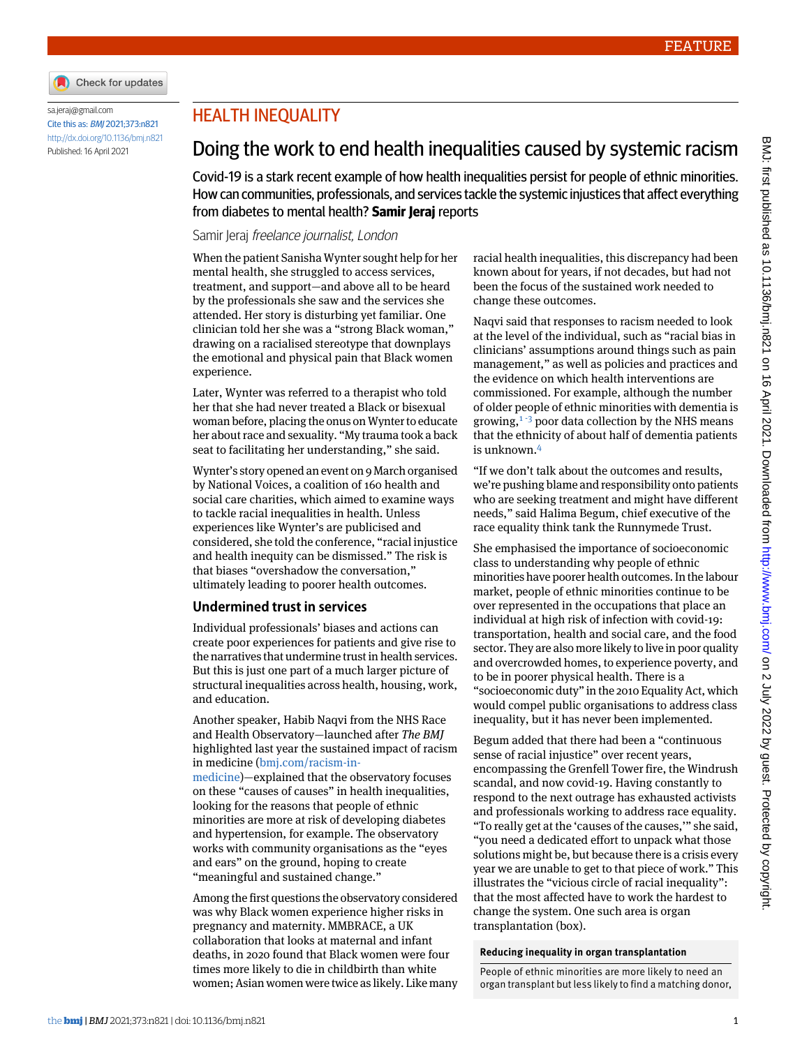sa.jeraj@gmail.com
Cite this as: *BMJ* 2021;373:n821
http://dx.doi.org/10.1136/bmj.n821
Published: 16 April 2021

HEALTH INEQUALITY

# Doing the work to end health inequalities caused by systemic racism

Covid-19 is a stark recent example of how health inequalities persist for people of ethnic minorities. How can communities, professionals, and services tackle the systemic injustices that affect everything from diabetes to mental health? **Samir Jeraj** reports

Samir Jeraj *freelance journalist, London*

When the patient Sanisha Wynter sought help for her mental health, she struggled to access services, treatment, and support—and above all to be heard by the professionals she saw and the services she attended. Her story is disturbing yet familiar. One clinician told her she was a "strong Black woman," drawing on a racialised stereotype that downplays the emotional and physical pain that Black women experience.

Later, Wynter was referred to a therapist who told her that she had never treated a Black or bisexual woman before, placing the onus on Wynter to educate her about race and sexuality. "My trauma took a back seat to facilitating her understanding," she said.

Wynter's story opened an event on 9 March organised by National Voices, a coalition of 160 health and social care charities, which aimed to examine ways to tackle racial inequalities in health. Unless experiences like Wynter's are publicised and considered, she told the conference, "racial injustice and health inequity can be dismissed." The risk is that biases "overshadow the conversation," ultimately leading to poorer health outcomes.

## Undermined trust in services

Individual professionals' biases and actions can create poor experiences for patients and give rise to the narratives that undermine trust in health services. But this is just one part of a much larger picture of structural inequalities across health, housing, work, and education.

Another speaker, Habib Naqvi from the NHS Race and Health Observatory—launched after *The BMJ* highlighted last year the sustained impact of racism in medicine (bmj.com/racism-in-medicine)—explained that the observatory focuses on these "causes of causes" in health inequalities, looking for the reasons that people of ethnic minorities are more at risk of developing diabetes and hypertension, for example. The observatory works with community organisations as the "eyes and ears" on the ground, hoping to create "meaningful and sustained change."

Among the first questions the observatory considered was why Black women experience higher risks in pregnancy and maternity. MMBRACE, a UK collaboration that looks at maternal and infant deaths, in 2020 found that Black women were four times more likely to die in childbirth than white women; Asian women were twice as likely. Like many racial health inequalities, this discrepancy had been known about for years, if not decades, but had not been the focus of the sustained work needed to change these outcomes.

Naqvi said that responses to racism needed to look at the level of the individual, such as "racial bias in clinicians' assumptions around things such as pain management," as well as policies and practices and the evidence on which health interventions are commissioned. For example, although the number of older people of ethnic minorities with dementia is growing,[1-3] poor data collection by the NHS means that the ethnicity of about half of dementia patients is unknown.[4]

"If we don't talk about the outcomes and results, we're pushing blame and responsibility onto patients who are seeking treatment and might have different needs," said Halima Begum, chief executive of the race equality think tank the Runnymede Trust.

She emphasised the importance of socioeconomic class to understanding why people of ethnic minorities have poorer health outcomes. In the labour market, people of ethnic minorities continue to be over represented in the occupations that place an individual at high risk of infection with covid-19: transportation, health and social care, and the food sector. They are also more likely to live in poor quality and overcrowded homes, to experience poverty, and to be in poorer physical health. There is a "socioeconomic duty" in the 2010 Equality Act, which would compel public organisations to address class inequality, but it has never been implemented.

Begum added that there had been a "continuous sense of racial injustice" over recent years, encompassing the Grenfell Tower fire, the Windrush scandal, and now covid-19. Having constantly to respond to the next outrage has exhausted activists and professionals working to address race equality. "To really get at the 'causes of the causes,'" she said, "you need a dedicated effort to unpack what those solutions might be, but because there is a crisis every year we are unable to get to that piece of work." This illustrates the "vicious circle of racial inequality": that the most affected have to work the hardest to change the system. One such area is organ transplantation (box).

**Reducing inequality in organ transplantation**

People of ethnic minorities are more likely to need an organ transplant but less likely to find a matching donor,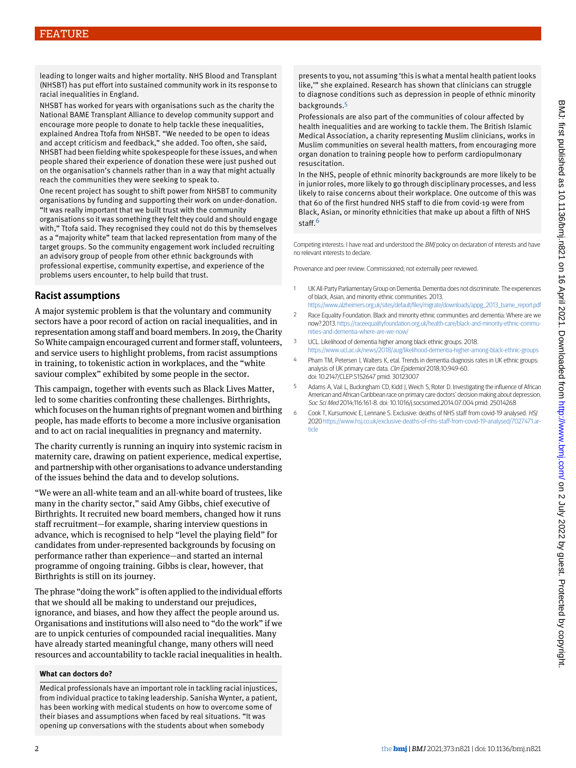leading to longer waits and higher mortality. NHS Blood and Transplant (NHSBT) has put effort into sustained community work in its response to racial inequalities in England.

NHSBT has worked for years with organisations such as the charity the National BAME Transplant Alliance to develop community support and encourage more people to donate to help tackle these inequalities, explained Andrea Ttofa from NHSBT. "We needed to be open to ideas and accept criticism and feedback," she added. Too often, she said, NHSBT had been fielding white spokespeople for these issues, and when people shared their experience of donation these were just pushed out on the organisation's channels rather than in a way that might actually reach the communities they were seeking to speak to.

One recent project has sought to shift power from NHSBT to community organisations by funding and supporting their work on under-donation. "It was really important that we built trust with the community organisations so it was something they felt they could and should engage with," Ttofa said. They recognised they could not do this by themselves as a "majority white" team that lacked representation from many of the target groups. So the community engagement work included recruiting an advisory group of people from other ethnic backgrounds with professional expertise, community expertise, and experience of the problems users encounter, to help build that trust.

## Racist assumptions

A major systemic problem is that the voluntary and community sectors have a poor record of action on racial inequalities, and in representation among staff and board members. In 2019, the Charity So White campaign encouraged current and former staff, volunteers, and service users to highlight problems, from racist assumptions in training, to tokenistic action in workplaces, and the "white saviour complex" exhibited by some people in the sector.

This campaign, together with events such as Black Lives Matter, led to some charities confronting these challenges. Birthrights, which focuses on the human rights of pregnant women and birthing people, has made efforts to become a more inclusive organisation and to act on racial inequalities in pregnancy and maternity.

The charity currently is running an inquiry into systemic racism in maternity care, drawing on patient experience, medical expertise, and partnership with other organisations to advance understanding of the issues behind the data and to develop solutions.

"We were an all-white team and an all-white board of trustees, like many in the charity sector," said Amy Gibbs, chief executive of Birthrights. It recruited new board members, changed how it runs staff recruitment—for example, sharing interview questions in advance, which is recognised to help "level the playing field" for candidates from under-represented backgrounds by focusing on performance rather than experience—and started an internal programme of ongoing training. Gibbs is clear, however, that Birthrights is still on its journey.

The phrase "doing the work" is often applied to the individual efforts that we should all be making to understand our prejudices, ignorance, and biases, and how they affect the people around us. Organisations and institutions will also need to "do the work" if we are to unpick centuries of compounded racial inequalities. Many have already started meaningful change, many others will need resources and accountability to tackle racial inequalities in health.

### What can doctors do?

Medical professionals have an important role in tackling racial injustices, from individual practice to taking leadership. Sanisha Wynter, a patient, has been working with medical students on how to overcome some of their biases and assumptions when faced by real situations. "It was opening up conversations with the students about when somebody presents to you, not assuming 'this is what a mental health patient looks like,'" she explained. Research has shown that clinicians can struggle to diagnose conditions such as depression in people of ethnic minority backgrounds.[5]

Professionals are also part of the communities of colour affected by health inequalities and are working to tackle them. The British Islamic Medical Association, a charity representing Muslim clinicians, works in Muslim communities on several health matters, from encouraging more organ donation to training people how to perform cardiopulmonary resuscitation.

In the NHS, people of ethnic minority backgrounds are more likely to be in junior roles, more likely to go through disciplinary processes, and less likely to raise concerns about their workplace. One outcome of this was that 60 of the first hundred NHS staff to die from covid-19 were from Black, Asian, or minority ethnicities that make up about a fifth of NHS staff.[6]

Competing interests: I have read and understood the *BMJ* policy on declaration of interests and have no relevant interests to declare.

Provenance and peer review: Commissioned; not externally peer reviewed.

1. UK All-Party Parliamentary Group on Dementia. Dementia does not discriminate. The experiences of black, Asian, and minority ethnic communities. 2013. https://www.alzheimers.org.uk/sites/default/files/migrate/downloads/appg_2013_bame_report.pdf
2. Race Equality Foundation. Black and minority ethnic communities and dementia: Where are we now? 2013. https://raceequalityfoundation.org.uk/health-care/black-and-minority-ethnic-communities-and-dementia-where-are-we-now/
3. UCL. Likelihood of dementia higher among black ethnic groups. 2018. https://www.ucl.ac.uk/news/2018/aug/likelihood-dementia-higher-among-black-ethnic-groups
4. Pham TM, Petersen I, Walters K, etal. Trends in dementia diagnosis rates in UK ethnic groups: analysis of UK primary care data. *Clin Epidemiol* 2018;10:949-60. doi: 10.2147/CLEP.S152647 pmid: 30123007
5. Adams A, Vail L, Buckingham CD, Kidd J, Weich S, Roter D. Investigating the influence of African American and African Caribbean race on primary care doctors' decision making about depression. *Soc Sci Med* 2014;116:161-8. doi: 10.1016/j.socscimed.2014.07.004 pmid: 25014268
6. Cook T, Kursumovic E, Lennane S. Exclusive: deaths of NHS staff from covid-19 analysed. *HSJ* 2020 https://www.hsj.co.uk/exclusive-deaths-of-nhs-staff-from-covid-19-analysed/7027471.article